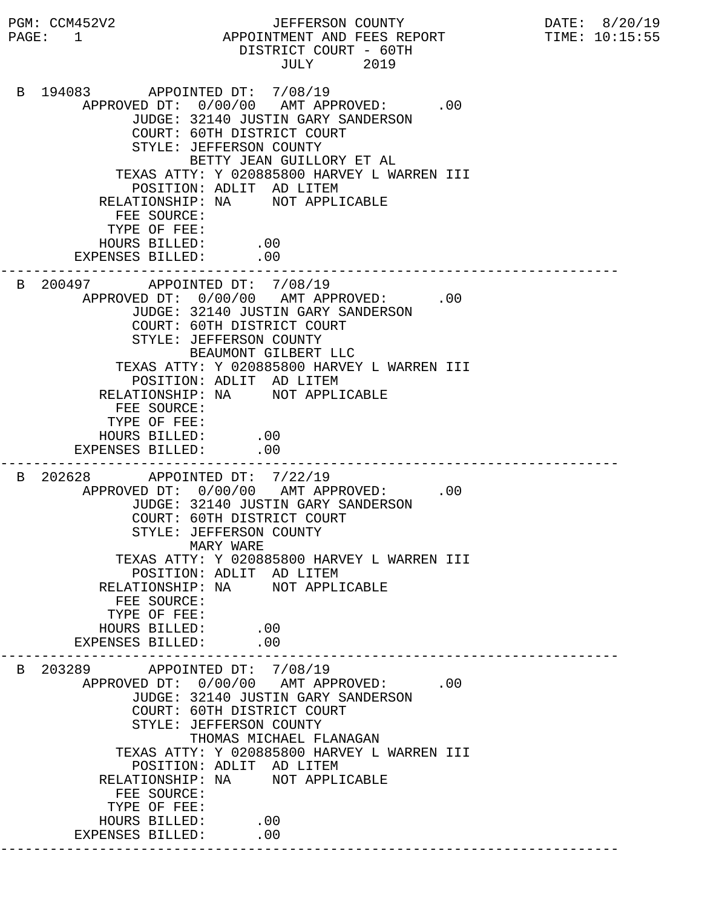PGM: CCM452V2 — JEFFERSON COUNTY — DATE: 8/20/19
PAGE: 1 — APPOINTMENT AND FEES REPORT — TIME: 10:15:55

# JEFFERSON COUNTY
## APPOINTMENT AND FEES REPORT
### DISTRICT COURT - 60TH
### JULY 2019

```
B 194083       APPOINTED DT:  7/08/19
      APPROVED DT:  0/00/00   AMT APPROVED:      .00
            JUDGE: 32140 JUSTIN GARY SANDERSON
            COURT: 60TH DISTRICT COURT
            STYLE: JEFFERSON COUNTY
                   BETTY JEAN GUILLORY ET AL
       TEXAS ATTY: Y 020885800 HARVEY L WARREN III
         POSITION: ADLIT  AD LITEM
     RELATIONSHIP: NA     NOT APPLICABLE
       FEE SOURCE:
      TYPE OF FEE:
     HOURS BILLED:      .00
  EXPENSES BILLED:      .00
```

---

```
B 200497       APPOINTED DT:  7/08/19
      APPROVED DT:  0/00/00   AMT APPROVED:      .00
            JUDGE: 32140 JUSTIN GARY SANDERSON
            COURT: 60TH DISTRICT COURT
            STYLE: JEFFERSON COUNTY
                   BEAUMONT GILBERT LLC
       TEXAS ATTY: Y 020885800 HARVEY L WARREN III
         POSITION: ADLIT  AD LITEM
     RELATIONSHIP: NA     NOT APPLICABLE
       FEE SOURCE:
      TYPE OF FEE:
     HOURS BILLED:      .00
  EXPENSES BILLED:      .00
```

---

```
B 202628       APPOINTED DT:  7/22/19
      APPROVED DT:  0/00/00   AMT APPROVED:      .00
            JUDGE: 32140 JUSTIN GARY SANDERSON
            COURT: 60TH DISTRICT COURT
            STYLE: JEFFERSON COUNTY
                   MARY WARE
       TEXAS ATTY: Y 020885800 HARVEY L WARREN III
         POSITION: ADLIT  AD LITEM
     RELATIONSHIP: NA     NOT APPLICABLE
       FEE SOURCE:
      TYPE OF FEE:
     HOURS BILLED:      .00
  EXPENSES BILLED:      .00
```

---

```
B 203289       APPOINTED DT:  7/08/19
      APPROVED DT:  0/00/00   AMT APPROVED:      .00
            JUDGE: 32140 JUSTIN GARY SANDERSON
            COURT: 60TH DISTRICT COURT
            STYLE: JEFFERSON COUNTY
                   THOMAS MICHAEL FLANAGAN
       TEXAS ATTY: Y 020885800 HARVEY L WARREN III
         POSITION: ADLIT  AD LITEM
     RELATIONSHIP: NA     NOT APPLICABLE
       FEE SOURCE:
      TYPE OF FEE:
     HOURS BILLED:      .00
  EXPENSES BILLED:      .00
```

---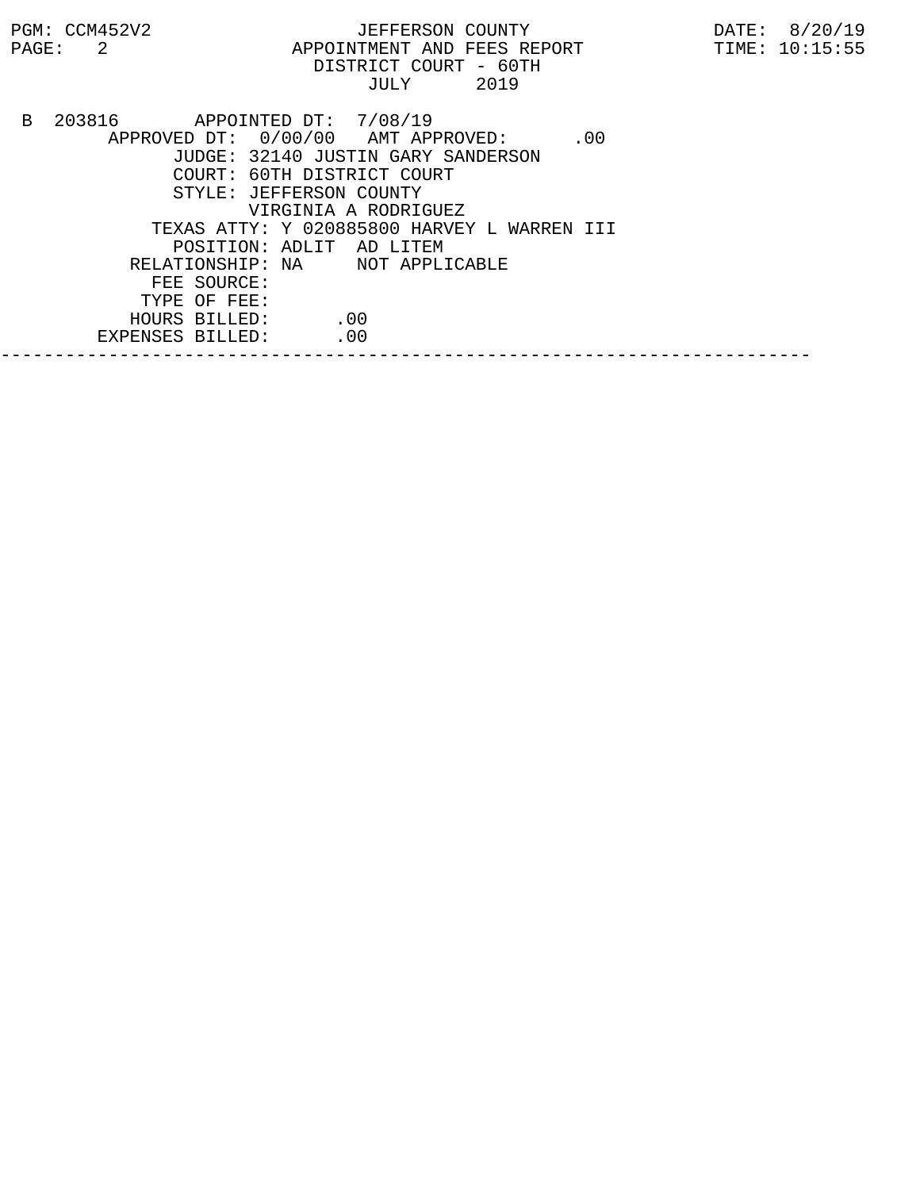JEFFERSON COUNTY
APPOINTMENT AND FEES REPORT
DISTRICT COURT - 60TH
JULY 2019

```
 B  203816        APPOINTED DT:  7/08/19
         APPROVED DT:  0/00/00   AMT APPROVED:       .00
               JUDGE: 32140 JUSTIN GARY SANDERSON
               COURT: 60TH DISTRICT COURT
               STYLE: JEFFERSON COUNTY
                      VIRGINIA A RODRIGUEZ
          TEXAS ATTY: Y 020885800 HARVEY L WARREN III
            POSITION: ADLIT  AD LITEM
        RELATIONSHIP: NA     NOT APPLICABLE
          FEE SOURCE:
         TYPE OF FEE:
        HOURS BILLED:       .00
     EXPENSES BILLED:       .00
---------------------------------------------------------------------------
```